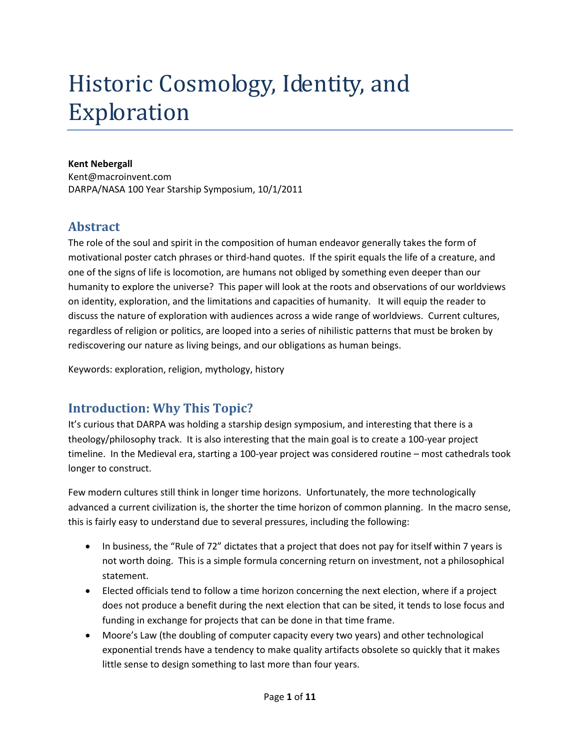# Historic Cosmology, Identity, and Exploration

**Kent Nebergall**
Kent@macroinvent.com
DARPA/NASA 100 Year Starship Symposium, 10/1/2011

## Abstract

The role of the soul and spirit in the composition of human endeavor generally takes the form of motivational poster catch phrases or third-hand quotes. If the spirit equals the life of a creature, and one of the signs of life is locomotion, are humans not obliged by something even deeper than our humanity to explore the universe? This paper will look at the roots and observations of our worldviews on identity, exploration, and the limitations and capacities of humanity. It will equip the reader to discuss the nature of exploration with audiences across a wide range of worldviews. Current cultures, regardless of religion or politics, are looped into a series of nihilistic patterns that must be broken by rediscovering our nature as living beings, and our obligations as human beings.

Keywords: exploration, religion, mythology, history

## Introduction: Why This Topic?

It's curious that DARPA was holding a starship design symposium, and interesting that there is a theology/philosophy track. It is also interesting that the main goal is to create a 100-year project timeline. In the Medieval era, starting a 100-year project was considered routine – most cathedrals took longer to construct.

Few modern cultures still think in longer time horizons. Unfortunately, the more technologically advanced a current civilization is, the shorter the time horizon of common planning. In the macro sense, this is fairly easy to understand due to several pressures, including the following:

- In business, the "Rule of 72" dictates that a project that does not pay for itself within 7 years is not worth doing. This is a simple formula concerning return on investment, not a philosophical statement.
- Elected officials tend to follow a time horizon concerning the next election, where if a project does not produce a benefit during the next election that can be sited, it tends to lose focus and funding in exchange for projects that can be done in that time frame.
- Moore's Law (the doubling of computer capacity every two years) and other technological exponential trends have a tendency to make quality artifacts obsolete so quickly that it makes little sense to design something to last more than four years.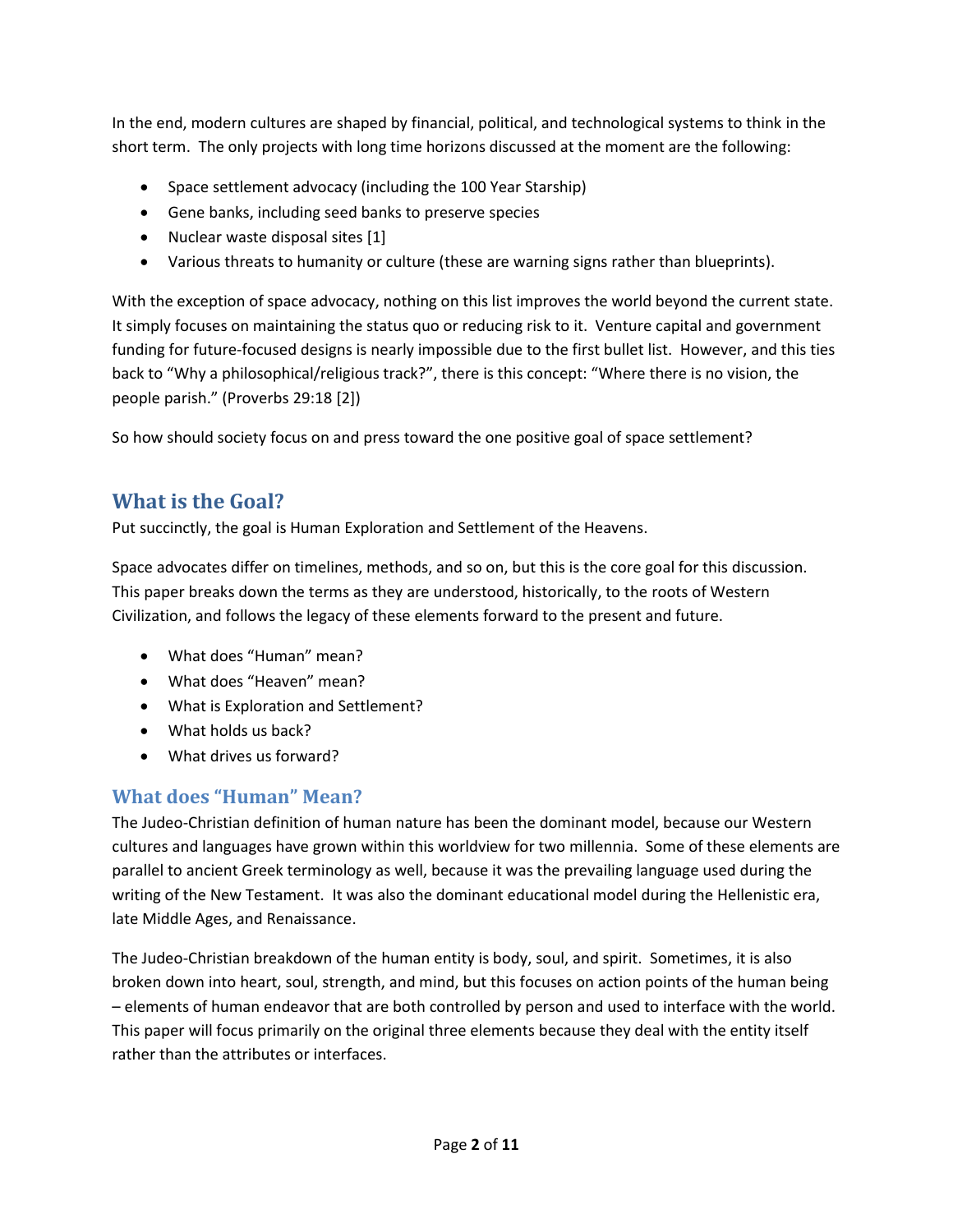In the end, modern cultures are shaped by financial, political, and technological systems to think in the short term. The only projects with long time horizons discussed at the moment are the following:

- Space settlement advocacy (including the 100 Year Starship)
- Gene banks, including seed banks to preserve species
- Nuclear waste disposal sites [1]
- Various threats to humanity or culture (these are warning signs rather than blueprints).

With the exception of space advocacy, nothing on this list improves the world beyond the current state. It simply focuses on maintaining the status quo or reducing risk to it. Venture capital and government funding for future-focused designs is nearly impossible due to the first bullet list. However, and this ties back to "Why a philosophical/religious track?", there is this concept: "Where there is no vision, the people parish." (Proverbs 29:18 [2])

So how should society focus on and press toward the one positive goal of space settlement?

## What is the Goal?

Put succinctly, the goal is Human Exploration and Settlement of the Heavens.

Space advocates differ on timelines, methods, and so on, but this is the core goal for this discussion. This paper breaks down the terms as they are understood, historically, to the roots of Western Civilization, and follows the legacy of these elements forward to the present and future.

- What does "Human" mean?
- What does "Heaven" mean?
- What is Exploration and Settlement?
- What holds us back?
- What drives us forward?

### What does "Human" Mean?

The Judeo-Christian definition of human nature has been the dominant model, because our Western cultures and languages have grown within this worldview for two millennia. Some of these elements are parallel to ancient Greek terminology as well, because it was the prevailing language used during the writing of the New Testament. It was also the dominant educational model during the Hellenistic era, late Middle Ages, and Renaissance.

The Judeo-Christian breakdown of the human entity is body, soul, and spirit. Sometimes, it is also broken down into heart, soul, strength, and mind, but this focuses on action points of the human being – elements of human endeavor that are both controlled by person and used to interface with the world. This paper will focus primarily on the original three elements because they deal with the entity itself rather than the attributes or interfaces.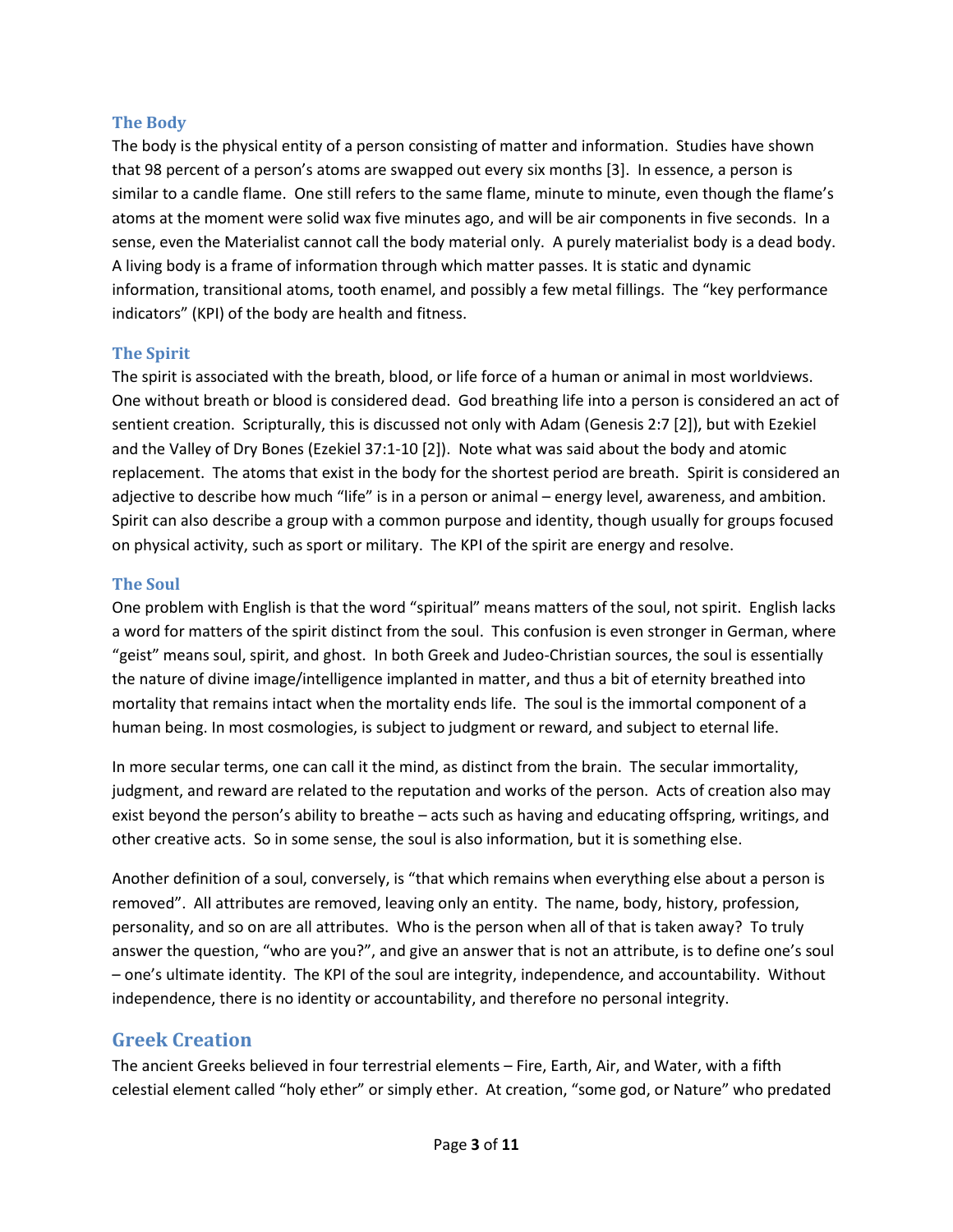### The Body

The body is the physical entity of a person consisting of matter and information. Studies have shown that 98 percent of a person's atoms are swapped out every six months [3]. In essence, a person is similar to a candle flame. One still refers to the same flame, minute to minute, even though the flame's atoms at the moment were solid wax five minutes ago, and will be air components in five seconds. In a sense, even the Materialist cannot call the body material only. A purely materialist body is a dead body. A living body is a frame of information through which matter passes. It is static and dynamic information, transitional atoms, tooth enamel, and possibly a few metal fillings. The "key performance indicators" (KPI) of the body are health and fitness.

### The Spirit

The spirit is associated with the breath, blood, or life force of a human or animal in most worldviews. One without breath or blood is considered dead. God breathing life into a person is considered an act of sentient creation. Scripturally, this is discussed not only with Adam (Genesis 2:7 [2]), but with Ezekiel and the Valley of Dry Bones (Ezekiel 37:1-10 [2]). Note what was said about the body and atomic replacement. The atoms that exist in the body for the shortest period are breath. Spirit is considered an adjective to describe how much "life" is in a person or animal – energy level, awareness, and ambition. Spirit can also describe a group with a common purpose and identity, though usually for groups focused on physical activity, such as sport or military. The KPI of the spirit are energy and resolve.

### The Soul

One problem with English is that the word "spiritual" means matters of the soul, not spirit. English lacks a word for matters of the spirit distinct from the soul. This confusion is even stronger in German, where "geist" means soul, spirit, and ghost. In both Greek and Judeo-Christian sources, the soul is essentially the nature of divine image/intelligence implanted in matter, and thus a bit of eternity breathed into mortality that remains intact when the mortality ends life. The soul is the immortal component of a human being. In most cosmologies, is subject to judgment or reward, and subject to eternal life.

In more secular terms, one can call it the mind, as distinct from the brain. The secular immortality, judgment, and reward are related to the reputation and works of the person. Acts of creation also may exist beyond the person's ability to breathe – acts such as having and educating offspring, writings, and other creative acts. So in some sense, the soul is also information, but it is something else.

Another definition of a soul, conversely, is "that which remains when everything else about a person is removed". All attributes are removed, leaving only an entity. The name, body, history, profession, personality, and so on are all attributes. Who is the person when all of that is taken away? To truly answer the question, "who are you?", and give an answer that is not an attribute, is to define one's soul – one's ultimate identity. The KPI of the soul are integrity, independence, and accountability. Without independence, there is no identity or accountability, and therefore no personal integrity.

## Greek Creation

The ancient Greeks believed in four terrestrial elements – Fire, Earth, Air, and Water, with a fifth celestial element called "holy ether" or simply ether. At creation, "some god, or Nature" who predated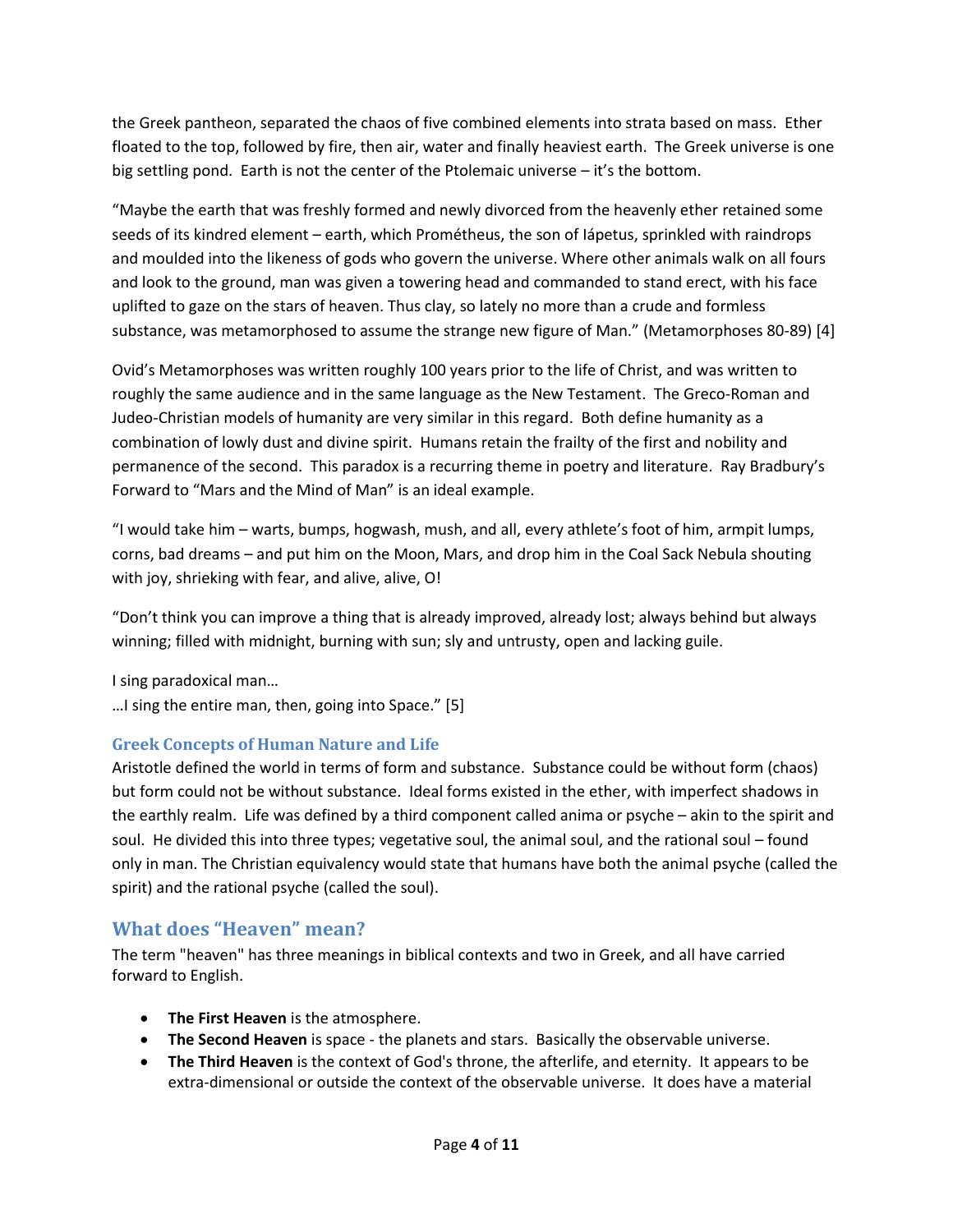the Greek pantheon, separated the chaos of five combined elements into strata based on mass. Ether floated to the top, followed by fire, then air, water and finally heaviest earth. The Greek universe is one big settling pond. Earth is not the center of the Ptolemaic universe – it's the bottom.

"Maybe the earth that was freshly formed and newly divorced from the heavenly ether retained some seeds of its kindred element – earth, which Prométheus, the son of Iápetus, sprinkled with raindrops and moulded into the likeness of gods who govern the universe. Where other animals walk on all fours and look to the ground, man was given a towering head and commanded to stand erect, with his face uplifted to gaze on the stars of heaven. Thus clay, so lately no more than a crude and formless substance, was metamorphosed to assume the strange new figure of Man." (Metamorphoses 80-89) [4]

Ovid's Metamorphoses was written roughly 100 years prior to the life of Christ, and was written to roughly the same audience and in the same language as the New Testament. The Greco-Roman and Judeo-Christian models of humanity are very similar in this regard. Both define humanity as a combination of lowly dust and divine spirit. Humans retain the frailty of the first and nobility and permanence of the second. This paradox is a recurring theme in poetry and literature. Ray Bradbury's Forward to "Mars and the Mind of Man" is an ideal example.

"I would take him – warts, bumps, hogwash, mush, and all, every athlete's foot of him, armpit lumps, corns, bad dreams – and put him on the Moon, Mars, and drop him in the Coal Sack Nebula shouting with joy, shrieking with fear, and alive, alive, O!

"Don't think you can improve a thing that is already improved, already lost; always behind but always winning; filled with midnight, burning with sun; sly and untrusty, open and lacking guile.

I sing paradoxical man…
…I sing the entire man, then, going into Space." [5]

### Greek Concepts of Human Nature and Life

Aristotle defined the world in terms of form and substance. Substance could be without form (chaos) but form could not be without substance. Ideal forms existed in the ether, with imperfect shadows in the earthly realm. Life was defined by a third component called anima or psyche – akin to the spirit and soul. He divided this into three types; vegetative soul, the animal soul, and the rational soul – found only in man. The Christian equivalency would state that humans have both the animal psyche (called the spirit) and the rational psyche (called the soul).

## What does "Heaven" mean?

The term "heaven" has three meanings in biblical contexts and two in Greek, and all have carried forward to English.

- **The First Heaven** is the atmosphere.
- **The Second Heaven** is space - the planets and stars. Basically the observable universe.
- **The Third Heaven** is the context of God's throne, the afterlife, and eternity. It appears to be extra-dimensional or outside the context of the observable universe. It does have a material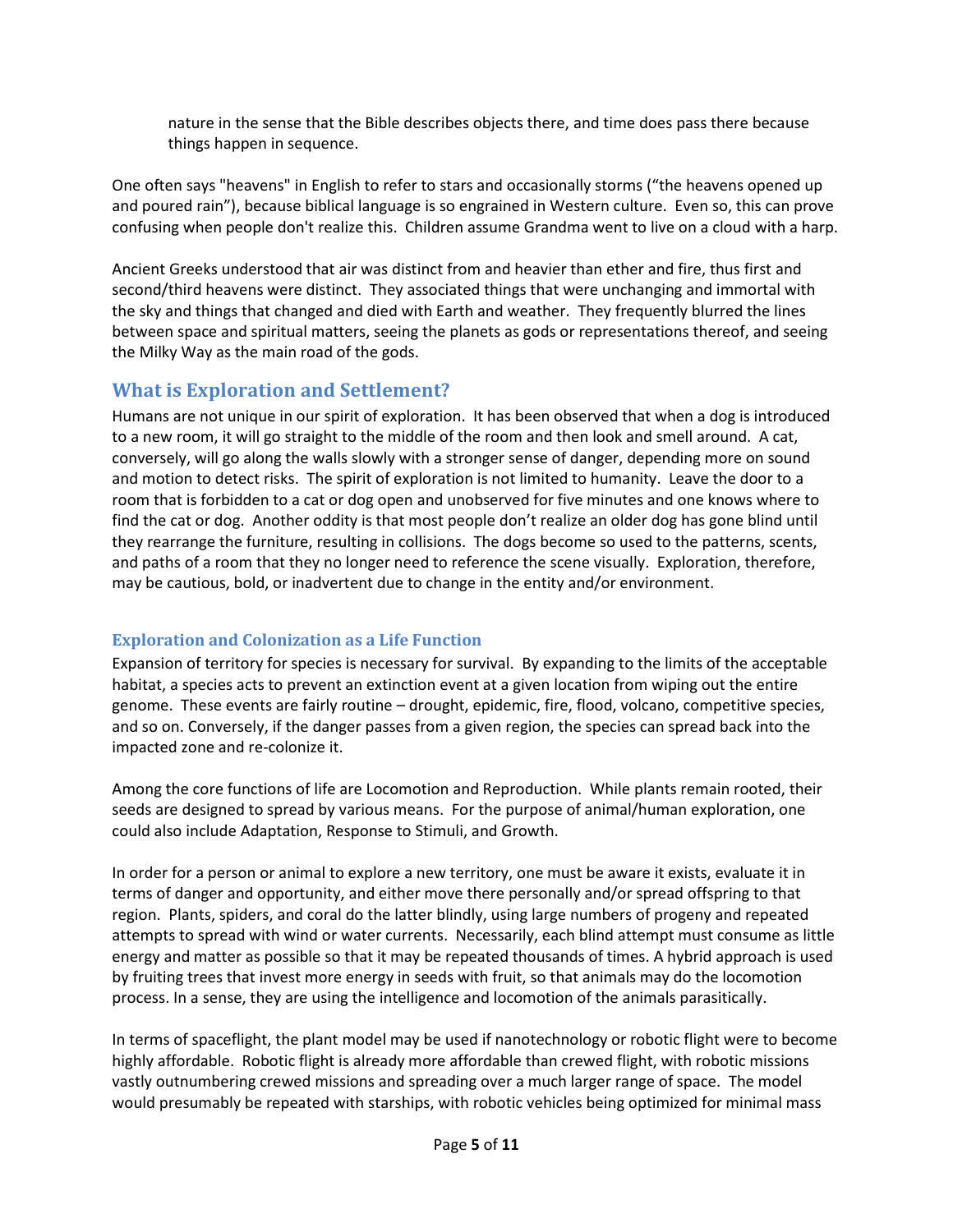nature in the sense that the Bible describes objects there, and time does pass there because things happen in sequence.

One often says "heavens" in English to refer to stars and occasionally storms ("the heavens opened up and poured rain"), because biblical language is so engrained in Western culture. Even so, this can prove confusing when people don't realize this. Children assume Grandma went to live on a cloud with a harp.

Ancient Greeks understood that air was distinct from and heavier than ether and fire, thus first and second/third heavens were distinct. They associated things that were unchanging and immortal with the sky and things that changed and died with Earth and weather. They frequently blurred the lines between space and spiritual matters, seeing the planets as gods or representations thereof, and seeing the Milky Way as the main road of the gods.

## What is Exploration and Settlement?

Humans are not unique in our spirit of exploration. It has been observed that when a dog is introduced to a new room, it will go straight to the middle of the room and then look and smell around. A cat, conversely, will go along the walls slowly with a stronger sense of danger, depending more on sound and motion to detect risks. The spirit of exploration is not limited to humanity. Leave the door to a room that is forbidden to a cat or dog open and unobserved for five minutes and one knows where to find the cat or dog. Another oddity is that most people don't realize an older dog has gone blind until they rearrange the furniture, resulting in collisions. The dogs become so used to the patterns, scents, and paths of a room that they no longer need to reference the scene visually. Exploration, therefore, may be cautious, bold, or inadvertent due to change in the entity and/or environment.

### Exploration and Colonization as a Life Function

Expansion of territory for species is necessary for survival. By expanding to the limits of the acceptable habitat, a species acts to prevent an extinction event at a given location from wiping out the entire genome. These events are fairly routine – drought, epidemic, fire, flood, volcano, competitive species, and so on. Conversely, if the danger passes from a given region, the species can spread back into the impacted zone and re-colonize it.

Among the core functions of life are Locomotion and Reproduction. While plants remain rooted, their seeds are designed to spread by various means. For the purpose of animal/human exploration, one could also include Adaptation, Response to Stimuli, and Growth.

In order for a person or animal to explore a new territory, one must be aware it exists, evaluate it in terms of danger and opportunity, and either move there personally and/or spread offspring to that region. Plants, spiders, and coral do the latter blindly, using large numbers of progeny and repeated attempts to spread with wind or water currents. Necessarily, each blind attempt must consume as little energy and matter as possible so that it may be repeated thousands of times. A hybrid approach is used by fruiting trees that invest more energy in seeds with fruit, so that animals may do the locomotion process. In a sense, they are using the intelligence and locomotion of the animals parasitically.

In terms of spaceflight, the plant model may be used if nanotechnology or robotic flight were to become highly affordable. Robotic flight is already more affordable than crewed flight, with robotic missions vastly outnumbering crewed missions and spreading over a much larger range of space. The model would presumably be repeated with starships, with robotic vehicles being optimized for minimal mass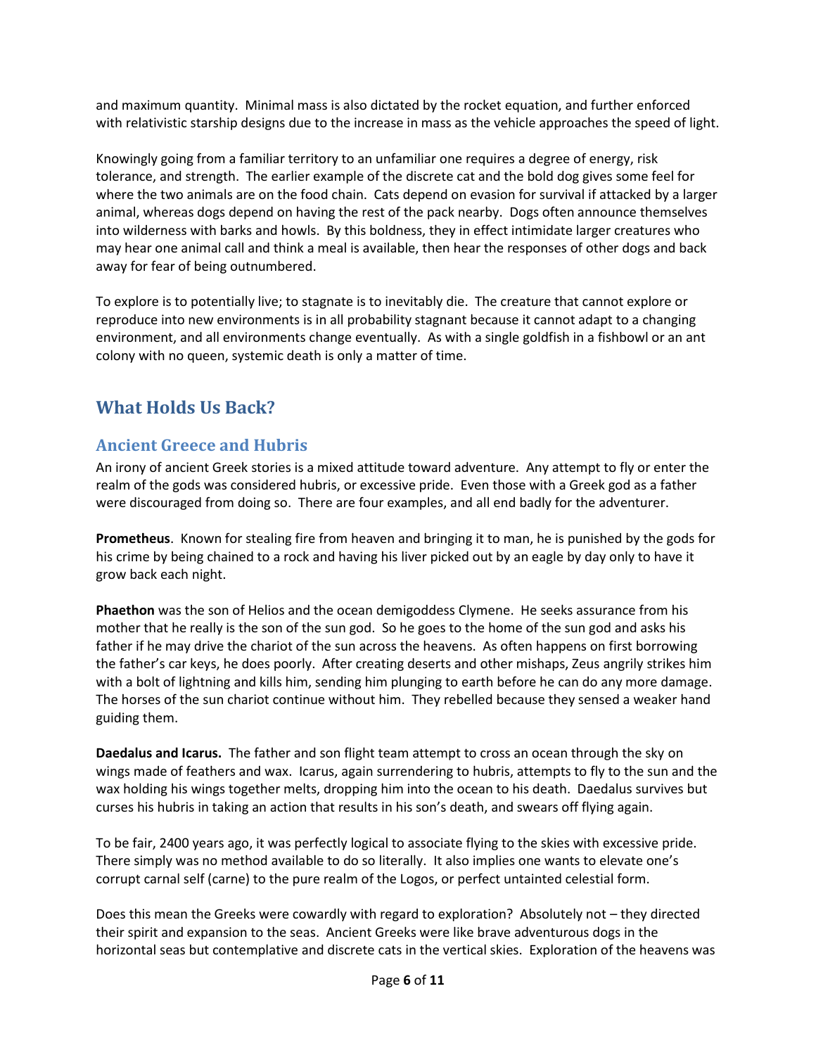and maximum quantity. Minimal mass is also dictated by the rocket equation, and further enforced with relativistic starship designs due to the increase in mass as the vehicle approaches the speed of light.

Knowingly going from a familiar territory to an unfamiliar one requires a degree of energy, risk tolerance, and strength. The earlier example of the discrete cat and the bold dog gives some feel for where the two animals are on the food chain. Cats depend on evasion for survival if attacked by a larger animal, whereas dogs depend on having the rest of the pack nearby. Dogs often announce themselves into wilderness with barks and howls. By this boldness, they in effect intimidate larger creatures who may hear one animal call and think a meal is available, then hear the responses of other dogs and back away for fear of being outnumbered.

To explore is to potentially live; to stagnate is to inevitably die. The creature that cannot explore or reproduce into new environments is in all probability stagnant because it cannot adapt to a changing environment, and all environments change eventually. As with a single goldfish in a fishbowl or an ant colony with no queen, systemic death is only a matter of time.

## What Holds Us Back?

### Ancient Greece and Hubris

An irony of ancient Greek stories is a mixed attitude toward adventure. Any attempt to fly or enter the realm of the gods was considered hubris, or excessive pride. Even those with a Greek god as a father were discouraged from doing so. There are four examples, and all end badly for the adventurer.

**Prometheus**. Known for stealing fire from heaven and bringing it to man, he is punished by the gods for his crime by being chained to a rock and having his liver picked out by an eagle by day only to have it grow back each night.

**Phaethon** was the son of Helios and the ocean demigoddess Clymene. He seeks assurance from his mother that he really is the son of the sun god. So he goes to the home of the sun god and asks his father if he may drive the chariot of the sun across the heavens. As often happens on first borrowing the father's car keys, he does poorly. After creating deserts and other mishaps, Zeus angrily strikes him with a bolt of lightning and kills him, sending him plunging to earth before he can do any more damage. The horses of the sun chariot continue without him. They rebelled because they sensed a weaker hand guiding them.

**Daedalus and Icarus.** The father and son flight team attempt to cross an ocean through the sky on wings made of feathers and wax. Icarus, again surrendering to hubris, attempts to fly to the sun and the wax holding his wings together melts, dropping him into the ocean to his death. Daedalus survives but curses his hubris in taking an action that results in his son's death, and swears off flying again.

To be fair, 2400 years ago, it was perfectly logical to associate flying to the skies with excessive pride. There simply was no method available to do so literally. It also implies one wants to elevate one's corrupt carnal self (carne) to the pure realm of the Logos, or perfect untainted celestial form.

Does this mean the Greeks were cowardly with regard to exploration? Absolutely not – they directed their spirit and expansion to the seas. Ancient Greeks were like brave adventurous dogs in the horizontal seas but contemplative and discrete cats in the vertical skies. Exploration of the heavens was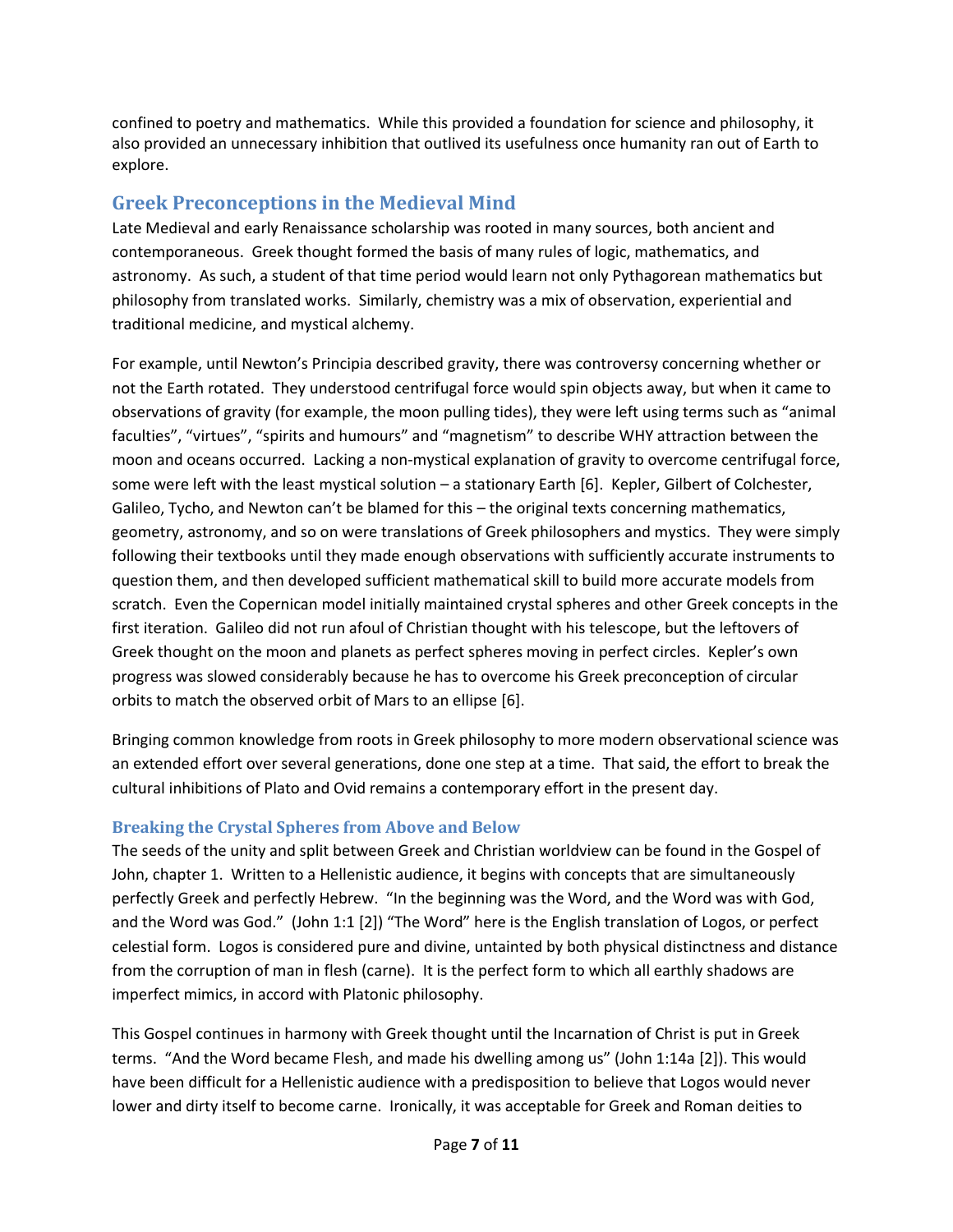confined to poetry and mathematics. While this provided a foundation for science and philosophy, it also provided an unnecessary inhibition that outlived its usefulness once humanity ran out of Earth to explore.

## Greek Preconceptions in the Medieval Mind

Late Medieval and early Renaissance scholarship was rooted in many sources, both ancient and contemporaneous. Greek thought formed the basis of many rules of logic, mathematics, and astronomy. As such, a student of that time period would learn not only Pythagorean mathematics but philosophy from translated works. Similarly, chemistry was a mix of observation, experiential and traditional medicine, and mystical alchemy.

For example, until Newton's Principia described gravity, there was controversy concerning whether or not the Earth rotated. They understood centrifugal force would spin objects away, but when it came to observations of gravity (for example, the moon pulling tides), they were left using terms such as "animal faculties", "virtues", "spirits and humours" and "magnetism" to describe WHY attraction between the moon and oceans occurred. Lacking a non-mystical explanation of gravity to overcome centrifugal force, some were left with the least mystical solution – a stationary Earth [6]. Kepler, Gilbert of Colchester, Galileo, Tycho, and Newton can't be blamed for this – the original texts concerning mathematics, geometry, astronomy, and so on were translations of Greek philosophers and mystics. They were simply following their textbooks until they made enough observations with sufficiently accurate instruments to question them, and then developed sufficient mathematical skill to build more accurate models from scratch. Even the Copernican model initially maintained crystal spheres and other Greek concepts in the first iteration. Galileo did not run afoul of Christian thought with his telescope, but the leftovers of Greek thought on the moon and planets as perfect spheres moving in perfect circles. Kepler's own progress was slowed considerably because he has to overcome his Greek preconception of circular orbits to match the observed orbit of Mars to an ellipse [6].

Bringing common knowledge from roots in Greek philosophy to more modern observational science was an extended effort over several generations, done one step at a time. That said, the effort to break the cultural inhibitions of Plato and Ovid remains a contemporary effort in the present day.

### Breaking the Crystal Spheres from Above and Below

The seeds of the unity and split between Greek and Christian worldview can be found in the Gospel of John, chapter 1. Written to a Hellenistic audience, it begins with concepts that are simultaneously perfectly Greek and perfectly Hebrew. "In the beginning was the Word, and the Word was with God, and the Word was God." (John 1:1 [2]) "The Word" here is the English translation of Logos, or perfect celestial form. Logos is considered pure and divine, untainted by both physical distinctness and distance from the corruption of man in flesh (carne). It is the perfect form to which all earthly shadows are imperfect mimics, in accord with Platonic philosophy.

This Gospel continues in harmony with Greek thought until the Incarnation of Christ is put in Greek terms. "And the Word became Flesh, and made his dwelling among us" (John 1:14a [2]). This would have been difficult for a Hellenistic audience with a predisposition to believe that Logos would never lower and dirty itself to become carne. Ironically, it was acceptable for Greek and Roman deities to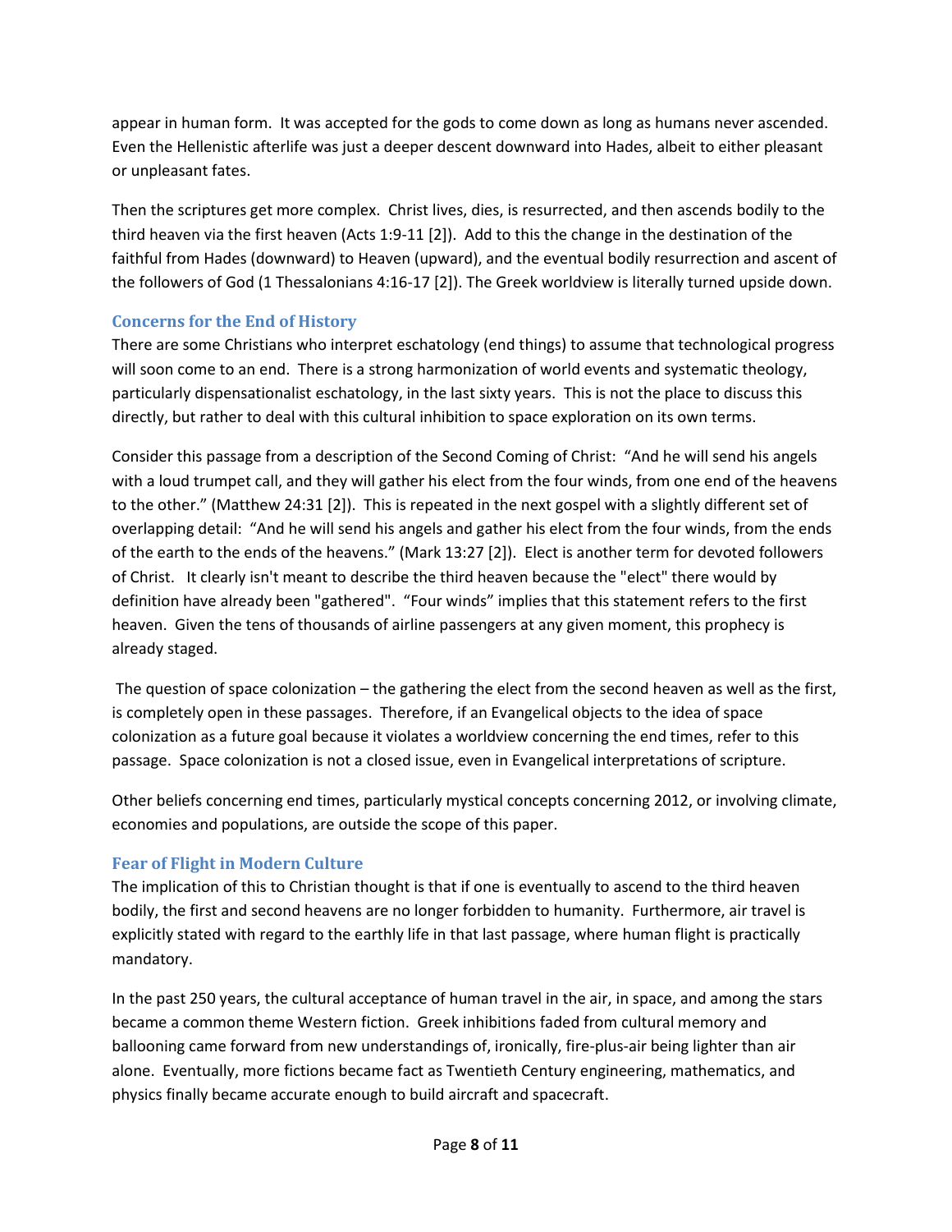appear in human form. It was accepted for the gods to come down as long as humans never ascended. Even the Hellenistic afterlife was just a deeper descent downward into Hades, albeit to either pleasant or unpleasant fates.

Then the scriptures get more complex. Christ lives, dies, is resurrected, and then ascends bodily to the third heaven via the first heaven (Acts 1:9-11 [2]). Add to this the change in the destination of the faithful from Hades (downward) to Heaven (upward), and the eventual bodily resurrection and ascent of the followers of God (1 Thessalonians 4:16-17 [2]). The Greek worldview is literally turned upside down.

### Concerns for the End of History

There are some Christians who interpret eschatology (end things) to assume that technological progress will soon come to an end. There is a strong harmonization of world events and systematic theology, particularly dispensationalist eschatology, in the last sixty years. This is not the place to discuss this directly, but rather to deal with this cultural inhibition to space exploration on its own terms.

Consider this passage from a description of the Second Coming of Christ: "And he will send his angels with a loud trumpet call, and they will gather his elect from the four winds, from one end of the heavens to the other." (Matthew 24:31 [2]). This is repeated in the next gospel with a slightly different set of overlapping detail: "And he will send his angels and gather his elect from the four winds, from the ends of the earth to the ends of the heavens." (Mark 13:27 [2]). Elect is another term for devoted followers of Christ. It clearly isn't meant to describe the third heaven because the "elect" there would by definition have already been "gathered". "Four winds" implies that this statement refers to the first heaven. Given the tens of thousands of airline passengers at any given moment, this prophecy is already staged.

The question of space colonization – the gathering the elect from the second heaven as well as the first, is completely open in these passages. Therefore, if an Evangelical objects to the idea of space colonization as a future goal because it violates a worldview concerning the end times, refer to this passage. Space colonization is not a closed issue, even in Evangelical interpretations of scripture.

Other beliefs concerning end times, particularly mystical concepts concerning 2012, or involving climate, economies and populations, are outside the scope of this paper.

### Fear of Flight in Modern Culture

The implication of this to Christian thought is that if one is eventually to ascend to the third heaven bodily, the first and second heavens are no longer forbidden to humanity. Furthermore, air travel is explicitly stated with regard to the earthly life in that last passage, where human flight is practically mandatory.

In the past 250 years, the cultural acceptance of human travel in the air, in space, and among the stars became a common theme Western fiction. Greek inhibitions faded from cultural memory and ballooning came forward from new understandings of, ironically, fire-plus-air being lighter than air alone. Eventually, more fictions became fact as Twentieth Century engineering, mathematics, and physics finally became accurate enough to build aircraft and spacecraft.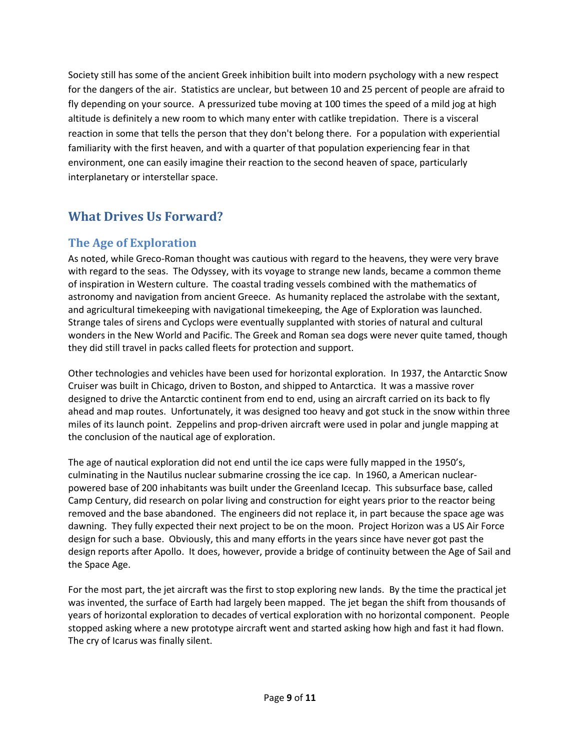Society still has some of the ancient Greek inhibition built into modern psychology with a new respect for the dangers of the air. Statistics are unclear, but between 10 and 25 percent of people are afraid to fly depending on your source. A pressurized tube moving at 100 times the speed of a mild jog at high altitude is definitely a new room to which many enter with catlike trepidation. There is a visceral reaction in some that tells the person that they don't belong there. For a population with experiential familiarity with the first heaven, and with a quarter of that population experiencing fear in that environment, one can easily imagine their reaction to the second heaven of space, particularly interplanetary or interstellar space.

# What Drives Us Forward?

## The Age of Exploration

As noted, while Greco-Roman thought was cautious with regard to the heavens, they were very brave with regard to the seas. The Odyssey, with its voyage to strange new lands, became a common theme of inspiration in Western culture. The coastal trading vessels combined with the mathematics of astronomy and navigation from ancient Greece. As humanity replaced the astrolabe with the sextant, and agricultural timekeeping with navigational timekeeping, the Age of Exploration was launched. Strange tales of sirens and Cyclops were eventually supplanted with stories of natural and cultural wonders in the New World and Pacific. The Greek and Roman sea dogs were never quite tamed, though they did still travel in packs called fleets for protection and support.

Other technologies and vehicles have been used for horizontal exploration. In 1937, the Antarctic Snow Cruiser was built in Chicago, driven to Boston, and shipped to Antarctica. It was a massive rover designed to drive the Antarctic continent from end to end, using an aircraft carried on its back to fly ahead and map routes. Unfortunately, it was designed too heavy and got stuck in the snow within three miles of its launch point. Zeppelins and prop-driven aircraft were used in polar and jungle mapping at the conclusion of the nautical age of exploration.

The age of nautical exploration did not end until the ice caps were fully mapped in the 1950's, culminating in the Nautilus nuclear submarine crossing the ice cap. In 1960, a American nuclear-powered base of 200 inhabitants was built under the Greenland Icecap. This subsurface base, called Camp Century, did research on polar living and construction for eight years prior to the reactor being removed and the base abandoned. The engineers did not replace it, in part because the space age was dawning. They fully expected their next project to be on the moon. Project Horizon was a US Air Force design for such a base. Obviously, this and many efforts in the years since have never got past the design reports after Apollo. It does, however, provide a bridge of continuity between the Age of Sail and the Space Age.

For the most part, the jet aircraft was the first to stop exploring new lands. By the time the practical jet was invented, the surface of Earth had largely been mapped. The jet began the shift from thousands of years of horizontal exploration to decades of vertical exploration with no horizontal component. People stopped asking where a new prototype aircraft went and started asking how high and fast it had flown. The cry of Icarus was finally silent.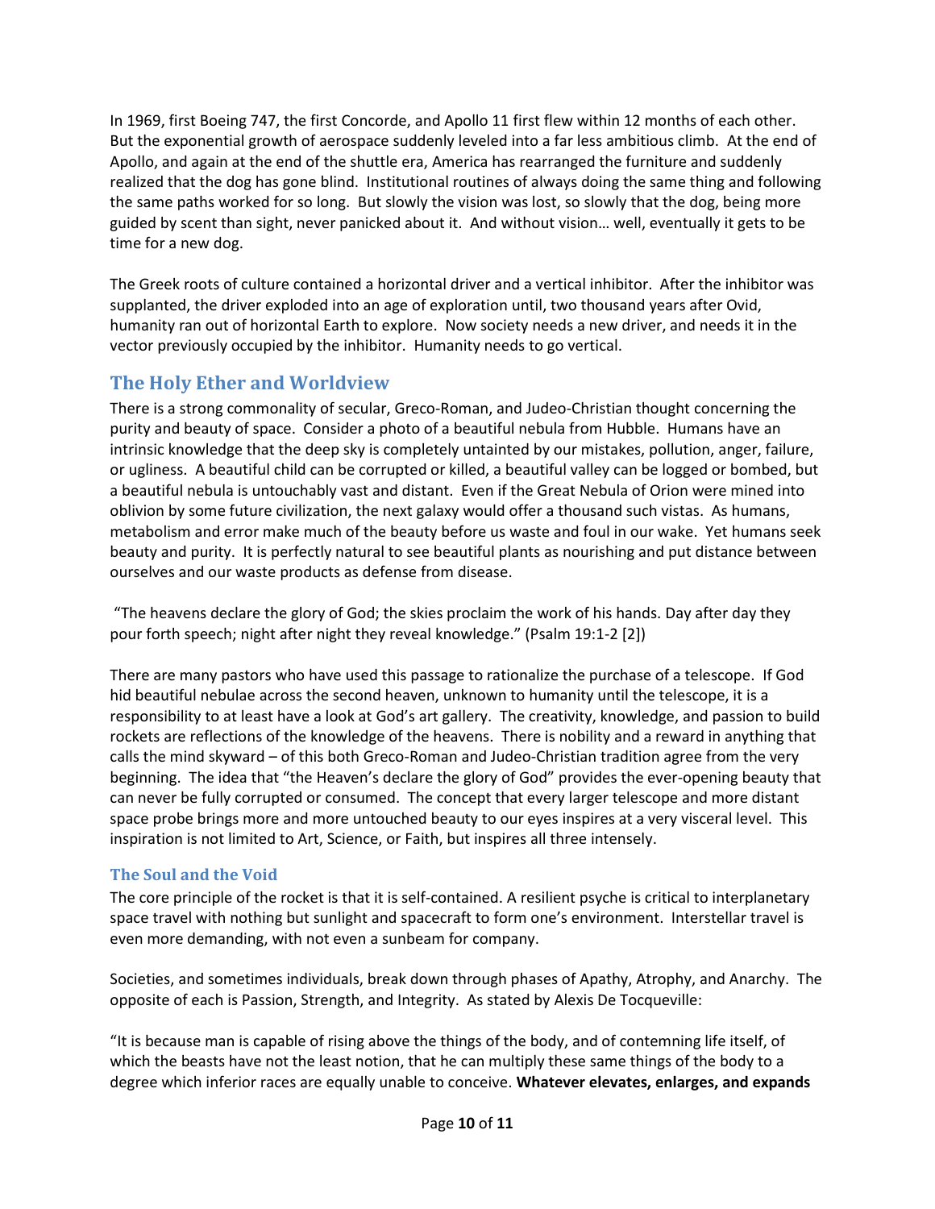In 1969, first Boeing 747, the first Concorde, and Apollo 11 first flew within 12 months of each other. But the exponential growth of aerospace suddenly leveled into a far less ambitious climb. At the end of Apollo, and again at the end of the shuttle era, America has rearranged the furniture and suddenly realized that the dog has gone blind. Institutional routines of always doing the same thing and following the same paths worked for so long. But slowly the vision was lost, so slowly that the dog, being more guided by scent than sight, never panicked about it. And without vision… well, eventually it gets to be time for a new dog.

The Greek roots of culture contained a horizontal driver and a vertical inhibitor. After the inhibitor was supplanted, the driver exploded into an age of exploration until, two thousand years after Ovid, humanity ran out of horizontal Earth to explore. Now society needs a new driver, and needs it in the vector previously occupied by the inhibitor. Humanity needs to go vertical.

## The Holy Ether and Worldview

There is a strong commonality of secular, Greco-Roman, and Judeo-Christian thought concerning the purity and beauty of space. Consider a photo of a beautiful nebula from Hubble. Humans have an intrinsic knowledge that the deep sky is completely untainted by our mistakes, pollution, anger, failure, or ugliness. A beautiful child can be corrupted or killed, a beautiful valley can be logged or bombed, but a beautiful nebula is untouchably vast and distant. Even if the Great Nebula of Orion were mined into oblivion by some future civilization, the next galaxy would offer a thousand such vistas. As humans, metabolism and error make much of the beauty before us waste and foul in our wake. Yet humans seek beauty and purity. It is perfectly natural to see beautiful plants as nourishing and put distance between ourselves and our waste products as defense from disease.

"The heavens declare the glory of God; the skies proclaim the work of his hands. Day after day they pour forth speech; night after night they reveal knowledge." (Psalm 19:1-2 [2])

There are many pastors who have used this passage to rationalize the purchase of a telescope. If God hid beautiful nebulae across the second heaven, unknown to humanity until the telescope, it is a responsibility to at least have a look at God's art gallery. The creativity, knowledge, and passion to build rockets are reflections of the knowledge of the heavens. There is nobility and a reward in anything that calls the mind skyward – of this both Greco-Roman and Judeo-Christian tradition agree from the very beginning. The idea that "the Heaven's declare the glory of God" provides the ever-opening beauty that can never be fully corrupted or consumed. The concept that every larger telescope and more distant space probe brings more and more untouched beauty to our eyes inspires at a very visceral level. This inspiration is not limited to Art, Science, or Faith, but inspires all three intensely.

### The Soul and the Void

The core principle of the rocket is that it is self-contained. A resilient psyche is critical to interplanetary space travel with nothing but sunlight and spacecraft to form one's environment. Interstellar travel is even more demanding, with not even a sunbeam for company.

Societies, and sometimes individuals, break down through phases of Apathy, Atrophy, and Anarchy. The opposite of each is Passion, Strength, and Integrity. As stated by Alexis De Tocqueville:

"It is because man is capable of rising above the things of the body, and of contemning life itself, of which the beasts have not the least notion, that he can multiply these same things of the body to a degree which inferior races are equally unable to conceive. **Whatever elevates, enlarges, and expands**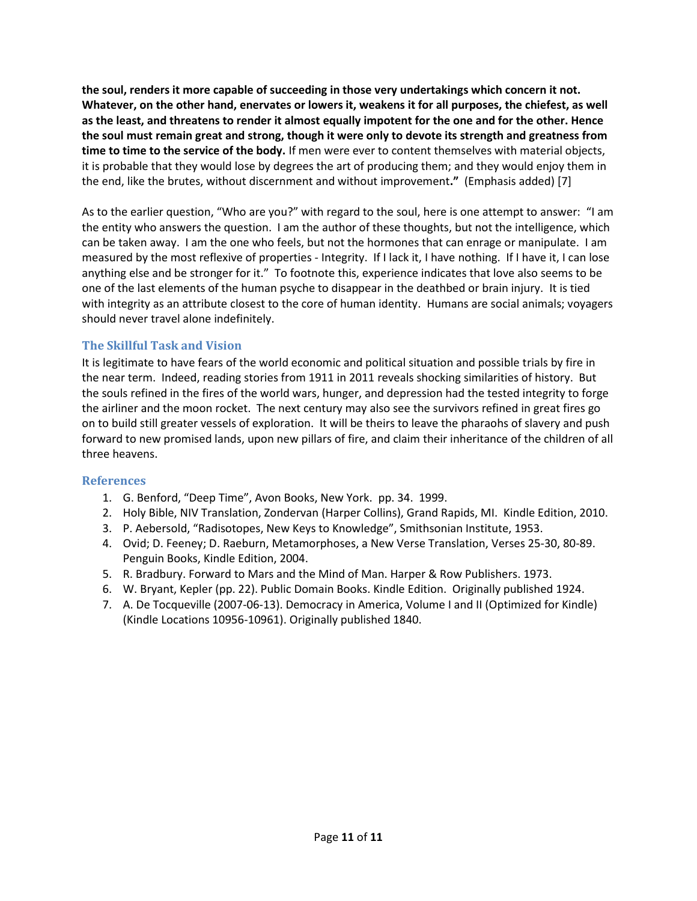**the soul, renders it more capable of succeeding in those very undertakings which concern it not. Whatever, on the other hand, enervates or lowers it, weakens it for all purposes, the chiefest, as well as the least, and threatens to render it almost equally impotent for the one and for the other. Hence the soul must remain great and strong, though it were only to devote its strength and greatness from time to time to the service of the body.** If men were ever to content themselves with material objects, it is probable that they would lose by degrees the art of producing them; and they would enjoy them in the end, like the brutes, without discernment and without improvement**."** (Emphasis added) [7]

As to the earlier question, "Who are you?" with regard to the soul, here is one attempt to answer: "I am the entity who answers the question. I am the author of these thoughts, but not the intelligence, which can be taken away. I am the one who feels, but not the hormones that can enrage or manipulate. I am measured by the most reflexive of properties - Integrity. If I lack it, I have nothing. If I have it, I can lose anything else and be stronger for it." To footnote this, experience indicates that love also seems to be one of the last elements of the human psyche to disappear in the deathbed or brain injury. It is tied with integrity as an attribute closest to the core of human identity. Humans are social animals; voyagers should never travel alone indefinitely.

## The Skillful Task and Vision

It is legitimate to have fears of the world economic and political situation and possible trials by fire in the near term. Indeed, reading stories from 1911 in 2011 reveals shocking similarities of history. But the souls refined in the fires of the world wars, hunger, and depression had the tested integrity to forge the airliner and the moon rocket. The next century may also see the survivors refined in great fires go on to build still greater vessels of exploration. It will be theirs to leave the pharaohs of slavery and push forward to new promised lands, upon new pillars of fire, and claim their inheritance of the children of all three heavens.

## References

1. G. Benford, "Deep Time", Avon Books, New York. pp. 34. 1999.
2. Holy Bible, NIV Translation, Zondervan (Harper Collins), Grand Rapids, MI. Kindle Edition, 2010.
3. P. Aebersold, "Radisotopes, New Keys to Knowledge", Smithsonian Institute, 1953.
4. Ovid; D. Feeney; D. Raeburn, Metamorphoses, a New Verse Translation, Verses 25-30, 80-89. Penguin Books, Kindle Edition, 2004.
5. R. Bradbury. Forward to Mars and the Mind of Man. Harper & Row Publishers. 1973.
6. W. Bryant, Kepler (pp. 22). Public Domain Books. Kindle Edition. Originally published 1924.
7. A. De Tocqueville (2007-06-13). Democracy in America, Volume I and II (Optimized for Kindle) (Kindle Locations 10956-10961). Originally published 1840.